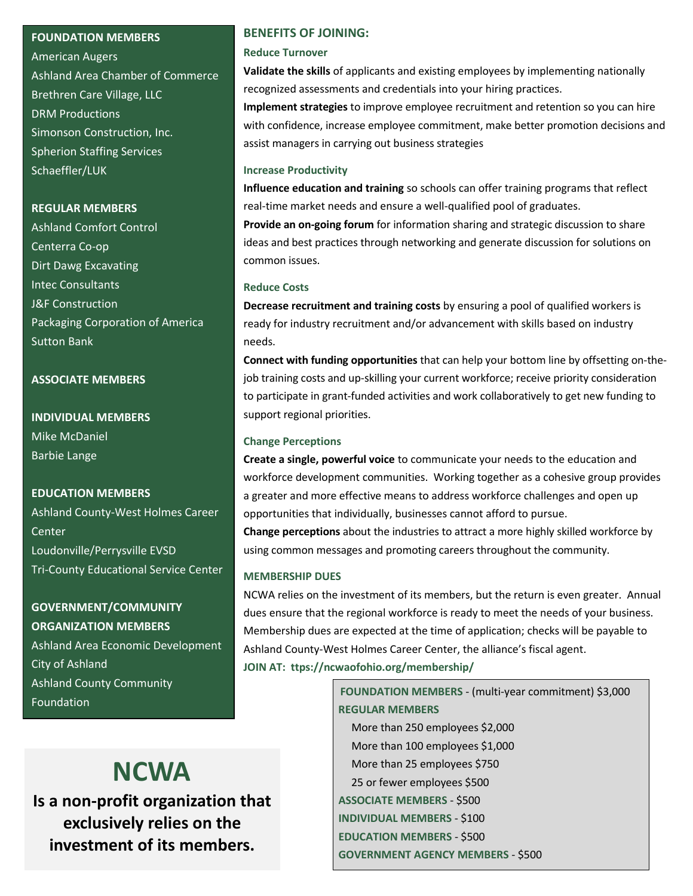**FOUNDATION MEMBERS**

American Augers
Ashland Area Chamber of Commerce
Brethren Care Village, LLC
DRM Productions
Simonson Construction, Inc.
Spherion Staffing Services
Schaeffler/LUK

**REGULAR MEMBERS**

Ashland Comfort Control
Centerra Co-op
Dirt Dawg Excavating
Intec Consultants
J&F Construction
Packaging Corporation of America
Sutton Bank

**ASSOCIATE MEMBERS**

**INDIVIDUAL MEMBERS**

Mike McDaniel
Barbie Lange

**EDUCATION MEMBERS**

Ashland County-West Holmes Career Center
Loudonville/Perrysville EVSD
Tri-County Educational Service Center

**GOVERNMENT/COMMUNITY ORGANIZATION MEMBERS**

Ashland Area Economic Development
City of Ashland
Ashland County Community Foundation

# NCWA

**Is a non-profit organization that exclusively relies on the investment of its members.**

## BENEFITS OF JOINING:

### Reduce Turnover

**Validate the skills** of applicants and existing employees by implementing nationally recognized assessments and credentials into your hiring practices.

**Implement strategies** to improve employee recruitment and retention so you can hire with confidence, increase employee commitment, make better promotion decisions and assist managers in carrying out business strategies

### Increase Productivity

**Influence education and training** so schools can offer training programs that reflect real-time market needs and ensure a well-qualified pool of graduates.

**Provide an on-going forum** for information sharing and strategic discussion to share ideas and best practices through networking and generate discussion for solutions on common issues.

### Reduce Costs

**Decrease recruitment and training costs** by ensuring a pool of qualified workers is ready for industry recruitment and/or advancement with skills based on industry needs.

**Connect with funding opportunities** that can help your bottom line by offsetting on-the-job training costs and up-skilling your current workforce; receive priority consideration to participate in grant-funded activities and work collaboratively to get new funding to support regional priorities.

### Change Perceptions

**Create a single, powerful voice** to communicate your needs to the education and workforce development communities. Working together as a cohesive group provides a greater and more effective means to address workforce challenges and open up opportunities that individually, businesses cannot afford to pursue.

**Change perceptions** about the industries to attract a more highly skilled workforce by using common messages and promoting careers throughout the community.

### MEMBERSHIP DUES

NCWA relies on the investment of its members, but the return is even greater. Annual dues ensure that the regional workforce is ready to meet the needs of your business. Membership dues are expected at the time of application; checks will be payable to Ashland County-West Holmes Career Center, the alliance's fiscal agent.

**JOIN AT: ttps://ncwaofohio.org/membership/**

**FOUNDATION MEMBERS** - (multi-year commitment) $3,000

**REGULAR MEMBERS**

- More than 250 employees $2,000
- More than 100 employees $1,000
- More than 25 employees $750
- 25 or fewer employees $500

**ASSOCIATE MEMBERS** - $500

**INDIVIDUAL MEMBERS** - $100

**EDUCATION MEMBERS** - $500

**GOVERNMENT AGENCY MEMBERS** - $500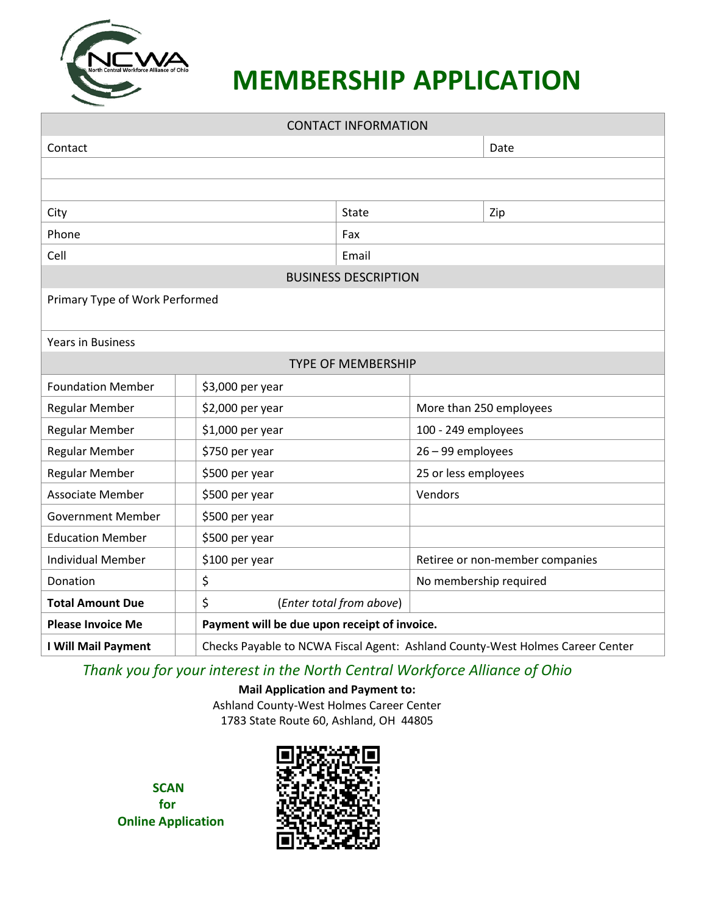# MEMBERSHIP APPLICATION

| CONTACT INFORMATION | | |
|---|---|---|
| Contact | | Date |
| | | |
| | | |
| City | State | Zip |
| Phone | Fax | |
| Cell | Email | |

| BUSINESS DESCRIPTION |
|---|
| Primary Type of Work Performed |
| Years in Business |

| TYPE OF MEMBERSHIP | | | |
|---|---|---|---|
| Foundation Member | | $3,000 per year | |
| Regular Member | | $2,000 per year | More than 250 employees |
| Regular Member | | $1,000 per year | 100 - 249 employees |
| Regular Member | | $750 per year | 26 – 99 employees |
| Regular Member | | $500 per year | 25 or less employees |
| Associate Member | | $500 per year | Vendors |
| Government Member | | $500 per year | |
| Education Member | | $500 per year | |
| Individual Member | | $100 per year | Retiree or non-member companies |
| Donation | | $ | No membership required |
| **Total Amount Due** | | $ *(Enter total from above)* | |
| **Please Invoice Me** | | **Payment will be due upon receipt of invoice.** | |
| **I Will Mail Payment** | | Checks Payable to NCWA Fiscal Agent: Ashland County-West Holmes Career Center | |

*Thank you for your interest in the North Central Workforce Alliance of Ohio*

**Mail Application and Payment to:**
Ashland County-West Holmes Career Center
1783 State Route 60, Ashland, OH 44805

**SCAN for Online Application**